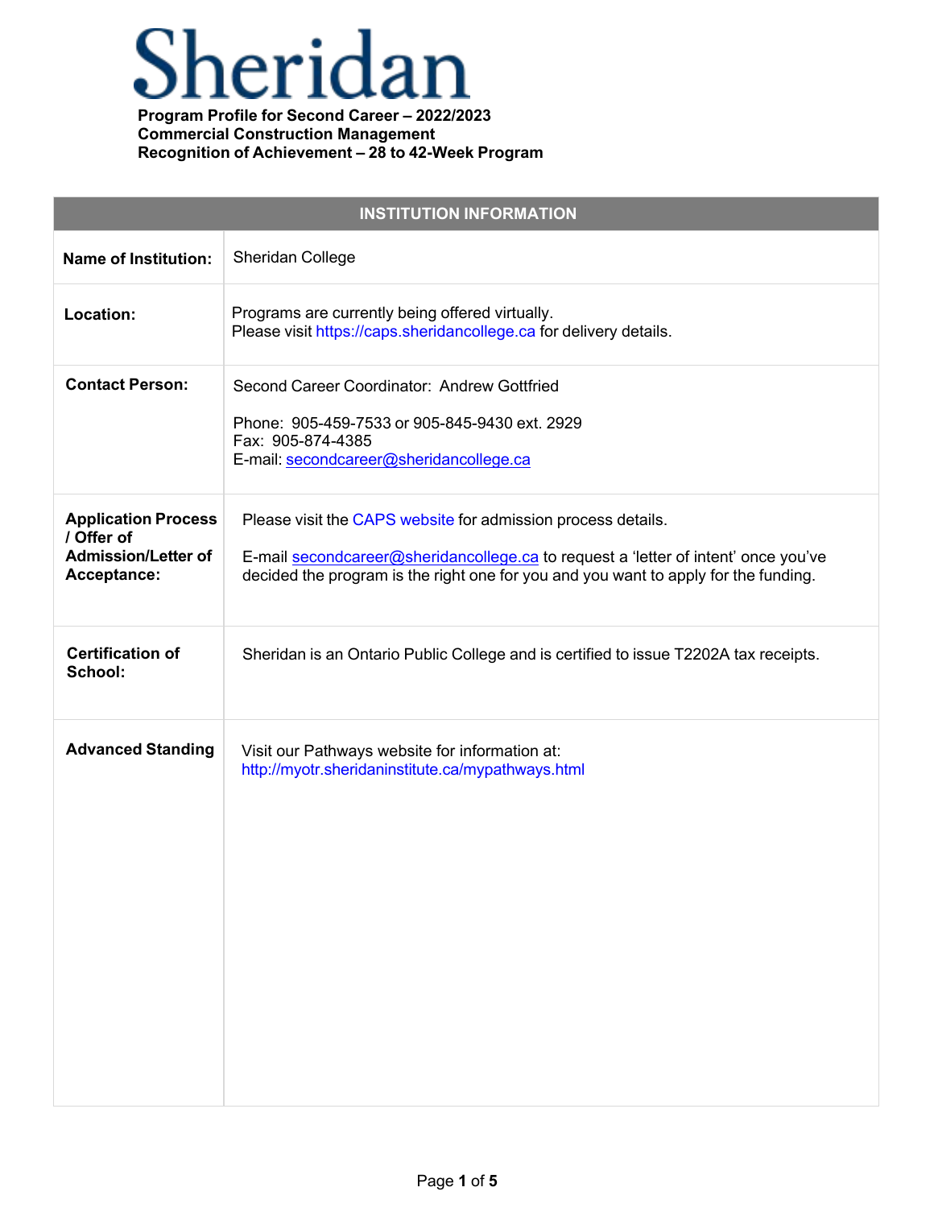# Sheridan

**Program Profile for Second Career – 2022/2023**
**Commercial Construction Management**
**Recognition of Achievement – 28 to 42-Week Program**

| INSTITUTION INFORMATION | |
|---|---|
| **Name of Institution:** | Sheridan College |
| **Location:** | Programs are currently being offered virtually.<br>Please visit https://caps.sheridancollege.ca for delivery details. |
| **Contact Person:** | Second Career Coordinator: Andrew Gottfried<br><br>Phone: 905-459-7533 or 905-845-9430 ext. 2929<br>Fax: 905-874-4385<br>E-mail: secondcareer@sheridancollege.ca |
| **Application Process / Offer of Admission/Letter of Acceptance:** | Please visit the CAPS website for admission process details.<br><br>E-mail secondcareer@sheridancollege.ca to request a 'letter of intent' once you've decided the program is the right one for you and you want to apply for the funding. |
| **Certification of School:** | Sheridan is an Ontario Public College and is certified to issue T2202A tax receipts. |
| **Advanced Standing** | Visit our Pathways website for information at:<br>http://myotr.sheridaninstitute.ca/mypathways.html |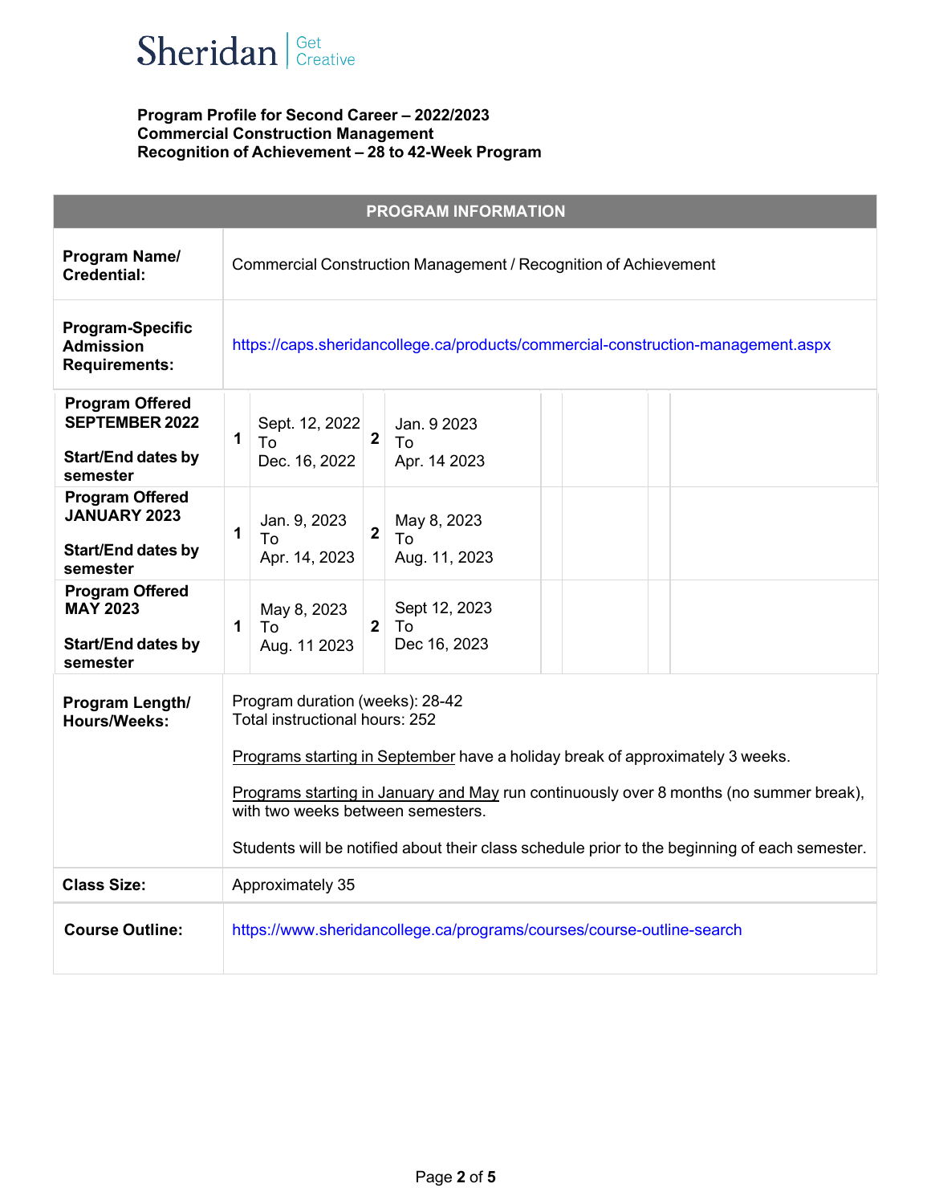Sheridan | Get Creative

**Program Profile for Second Career – 2022/2023**
**Commercial Construction Management**
**Recognition of Achievement – 28 to 42-Week Program**

| PROGRAM INFORMATION | | | | | |
|---|---|---|---|---|---|
| **Program Name/ Credential:** | Commercial Construction Management / Recognition of Achievement | | | | |
| **Program-Specific Admission Requirements:** | https://caps.sheridancollege.ca/products/commercial-construction-management.aspx | | | | |
| **Program Offered SEPTEMBER 2022**<br><br>**Start/End dates by semester** | **1** | Sept. 12, 2022 To Dec. 16, 2022 | **2** | Jan. 9 2023 To Apr. 14 2023 | |
| **Program Offered JANUARY 2023**<br><br>**Start/End dates by semester** | **1** | Jan. 9, 2023 To Apr. 14, 2023 | **2** | May 8, 2023 To Aug. 11, 2023 | |
| **Program Offered MAY 2023**<br><br>**Start/End dates by semester** | **1** | May 8, 2023 To Aug. 11 2023 | **2** | Sept 12, 2023 To Dec 16, 2023 | |
| **Program Length/ Hours/Weeks:** | Program duration (weeks): 28-42<br>Total instructional hours: 252<br><br>Programs starting in September have a holiday break of approximately 3 weeks.<br><br>Programs starting in January and May run continuously over 8 months (no summer break), with two weeks between semesters.<br><br>Students will be notified about their class schedule prior to the beginning of each semester. | | | | |
| **Class Size:** | Approximately 35 | | | | |
| **Course Outline:** | https://www.sheridancollege.ca/programs/courses/course-outline-search | | | | |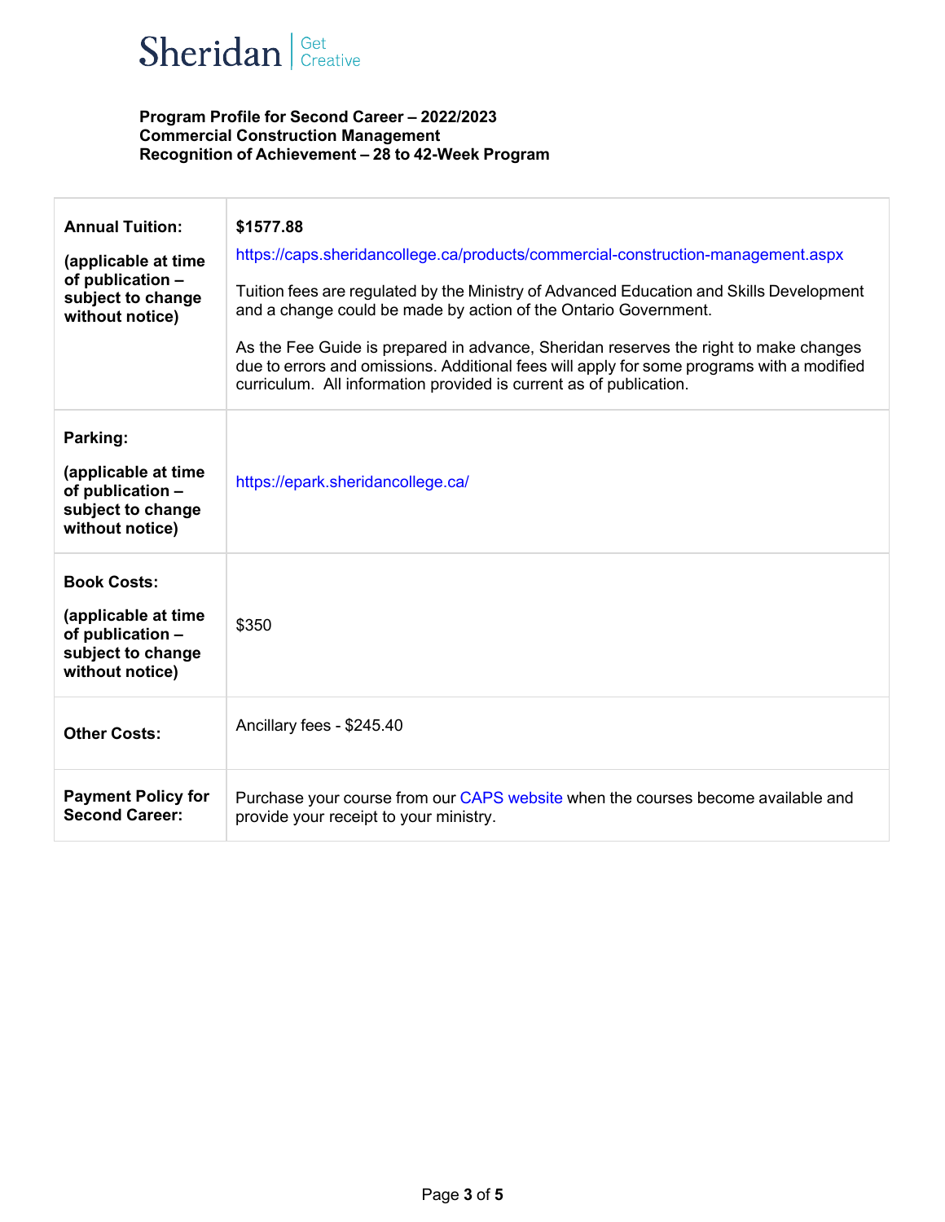Sheridan | Get Creative

**Program Profile for Second Career – 2022/2023**
**Commercial Construction Management**
**Recognition of Achievement – 28 to 42-Week Program**

| | |
|---|---|
| **Annual Tuition:** **(applicable at time of publication – subject to change without notice)** | **$1577.88** https://caps.sheridancollege.ca/products/commercial-construction-management.aspx Tuition fees are regulated by the Ministry of Advanced Education and Skills Development and a change could be made by action of the Ontario Government. As the Fee Guide is prepared in advance, Sheridan reserves the right to make changes due to errors and omissions. Additional fees will apply for some programs with a modified curriculum. All information provided is current as of publication. |
| **Parking:** **(applicable at time of publication – subject to change without notice)** | https://epark.sheridancollege.ca/ |
| **Book Costs:** **(applicable at time of publication – subject to change without notice)** | $350 |
| **Other Costs:** | Ancillary fees - $245.40 |
| **Payment Policy for Second Career:** | Purchase your course from our CAPS website when the courses become available and provide your receipt to your ministry. |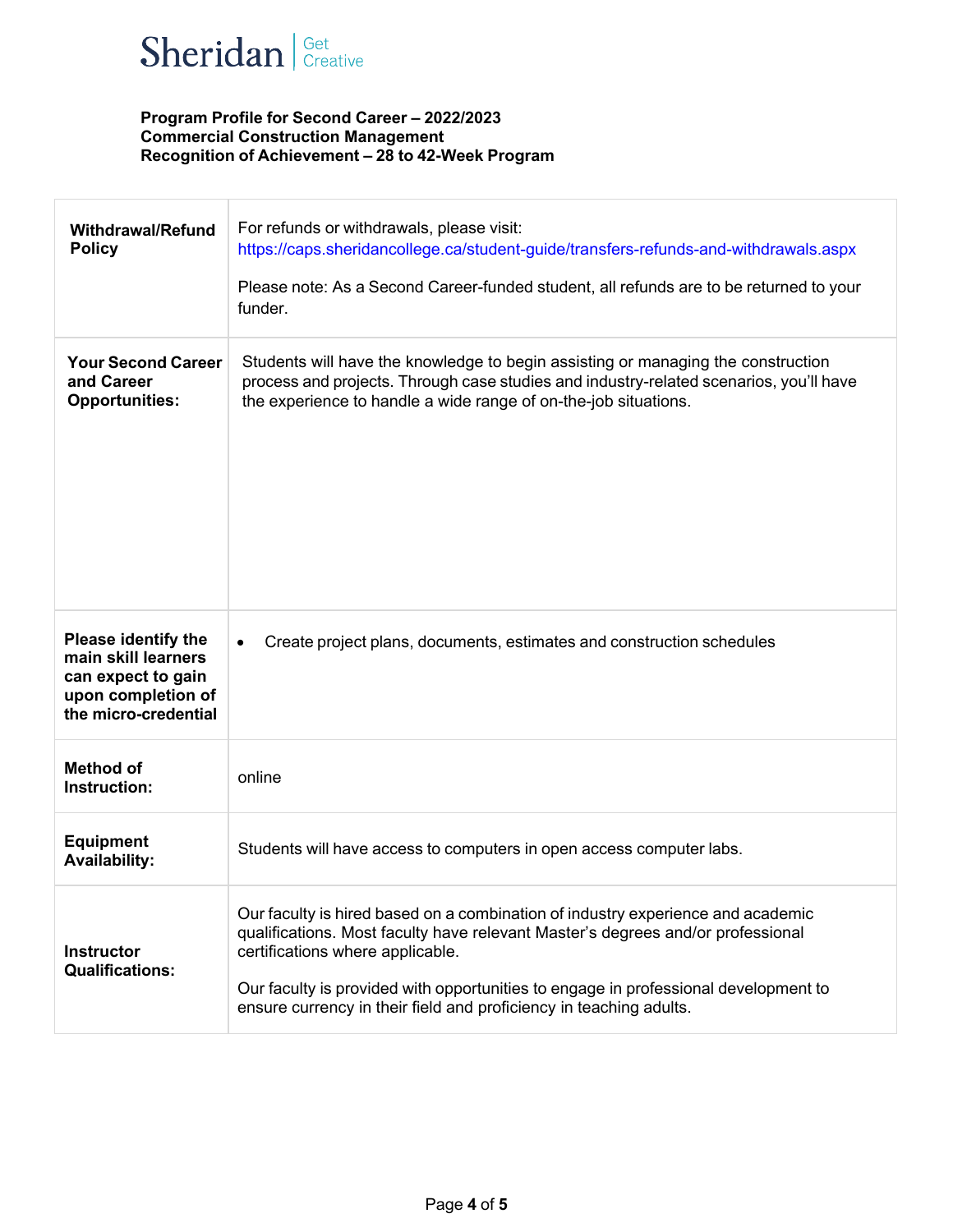**Program Profile for Second Career – 2022/2023**
**Commercial Construction Management**
**Recognition of Achievement – 28 to 42-Week Program**

| | |
|---|---|
| **Withdrawal/Refund Policy** | For refunds or withdrawals, please visit: https://caps.sheridancollege.ca/student-guide/transfers-refunds-and-withdrawals.aspx<br><br>Please note: As a Second Career-funded student, all refunds are to be returned to your funder. |
| **Your Second Career and Career Opportunities:** | Students will have the knowledge to begin assisting or managing the construction process and projects. Through case studies and industry-related scenarios, you'll have the experience to handle a wide range of on-the-job situations. |
| **Please identify the main skill learners can expect to gain upon completion of the micro-credential** | • Create project plans, documents, estimates and construction schedules |
| **Method of Instruction:** | online |
| **Equipment Availability:** | Students will have access to computers in open access computer labs. |
| **Instructor Qualifications:** | Our faculty is hired based on a combination of industry experience and academic qualifications. Most faculty have relevant Master's degrees and/or professional certifications where applicable.<br><br>Our faculty is provided with opportunities to engage in professional development to ensure currency in their field and proficiency in teaching adults. |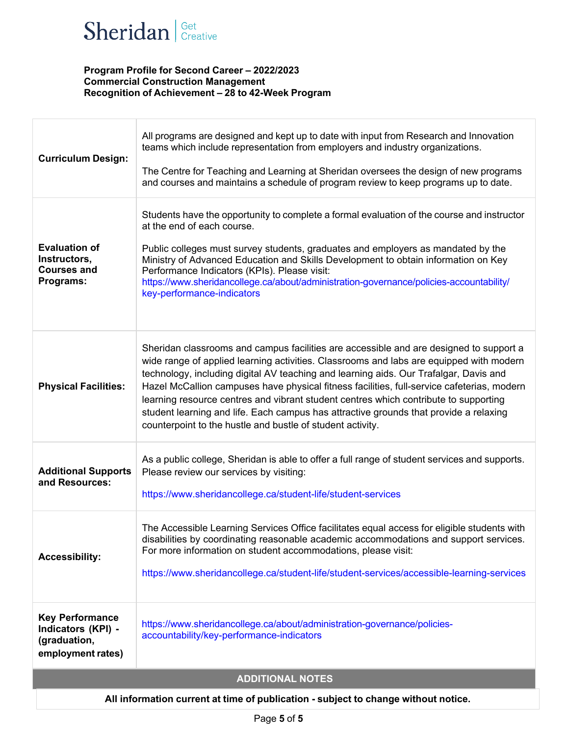**Program Profile for Second Career – 2022/2023**
**Commercial Construction Management**
**Recognition of Achievement – 28 to 42-Week Program**

| | |
|---|---|
| **Curriculum Design:** | All programs are designed and kept up to date with input from Research and Innovation teams which include representation from employers and industry organizations.<br><br>The Centre for Teaching and Learning at Sheridan oversees the design of new programs and courses and maintains a schedule of program review to keep programs up to date. |
| **Evaluation of Instructors, Courses and Programs:** | Students have the opportunity to complete a formal evaluation of the course and instructor at the end of each course.<br><br>Public colleges must survey students, graduates and employers as mandated by the Ministry of Advanced Education and Skills Development to obtain information on Key Performance Indicators (KPIs). Please visit: https://www.sheridancollege.ca/about/administration-governance/policies-accountability/key-performance-indicators |
| **Physical Facilities:** | Sheridan classrooms and campus facilities are accessible and are designed to support a wide range of applied learning activities. Classrooms and labs are equipped with modern technology, including digital AV teaching and learning aids. Our Trafalgar, Davis and Hazel McCallion campuses have physical fitness facilities, full-service cafeterias, modern learning resource centres and vibrant student centres which contribute to supporting student learning and life. Each campus has attractive grounds that provide a relaxing counterpoint to the hustle and bustle of student activity. |
| **Additional Supports and Resources:** | As a public college, Sheridan is able to offer a full range of student services and supports. Please review our services by visiting:<br><br>https://www.sheridancollege.ca/student-life/student-services |
| **Accessibility:** | The Accessible Learning Services Office facilitates equal access for eligible students with disabilities by coordinating reasonable academic accommodations and support services. For more information on student accommodations, please visit:<br><br>https://www.sheridancollege.ca/student-life/student-services/accessible-learning-services |
| **Key Performance Indicators (KPI) - (graduation, employment rates)** | https://www.sheridancollege.ca/about/administration-governance/policies-accountability/key-performance-indicators |

**ADDITIONAL NOTES**

**All information current at time of publication - subject to change without notice.**